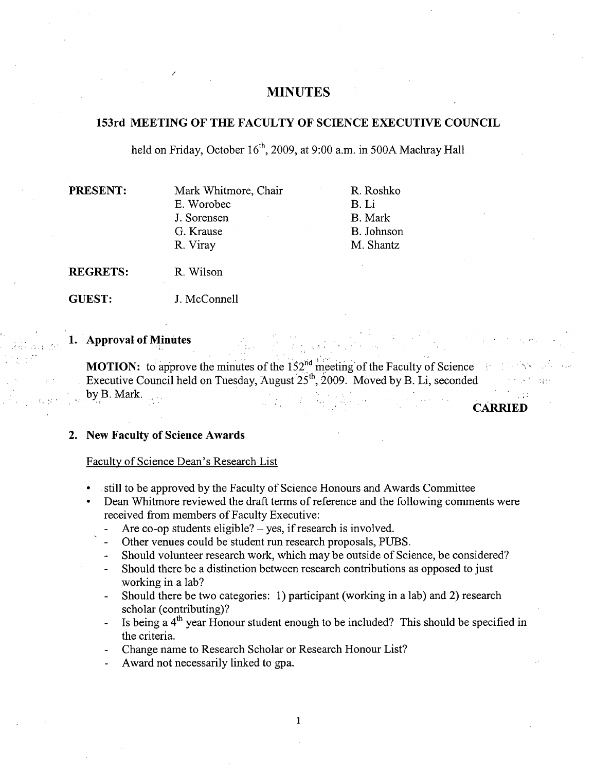# MINUTES

## 153rd MEETING OF THE FACULTY OF SCIENCE EXECUTIVE COUNCIL

held on Friday, October 16th, 2009, at 9:00 a.m. in 500A Machray Hall

| | | |
|---|---|---|
| **PRESENT:** | Mark Whitmore, Chair | R. Roshko |
| | E. Worobec | B. Li |
| | J. Sorensen | B. Mark |
| | G. Krause | B. Johnson |
| | R. Viray | M. Shantz |
| **REGRETS:** | R. Wilson | |
| **GUEST:** | J. McConnell | |

### 1. Approval of Minutes

**MOTION:** to approve the minutes of the 152nd meeting of the Faculty of Science Executive Council held on Tuesday, August 25th, 2009. Moved by B. Li, seconded by B. Mark.

**CARRIED**

### 2. New Faculty of Science Awards

Faculty of Science Dean's Research List

- still to be approved by the Faculty of Science Honours and Awards Committee
- Dean Whitmore reviewed the draft terms of reference and the following comments were received from members of Faculty Executive:
  - Are co-op students eligible? – yes, if research is involved.
  - Other venues could be student run research proposals, PUBS.
  - Should volunteer research work, which may be outside of Science, be considered?
  - Should there be a distinction between research contributions as opposed to just working in a lab?
  - Should there be two categories: 1) participant (working in a lab) and 2) research scholar (contributing)?
  - Is being a 4th year Honour student enough to be included? This should be specified in the criteria.
  - Change name to Research Scholar or Research Honour List?
  - Award not necessarily linked to gpa.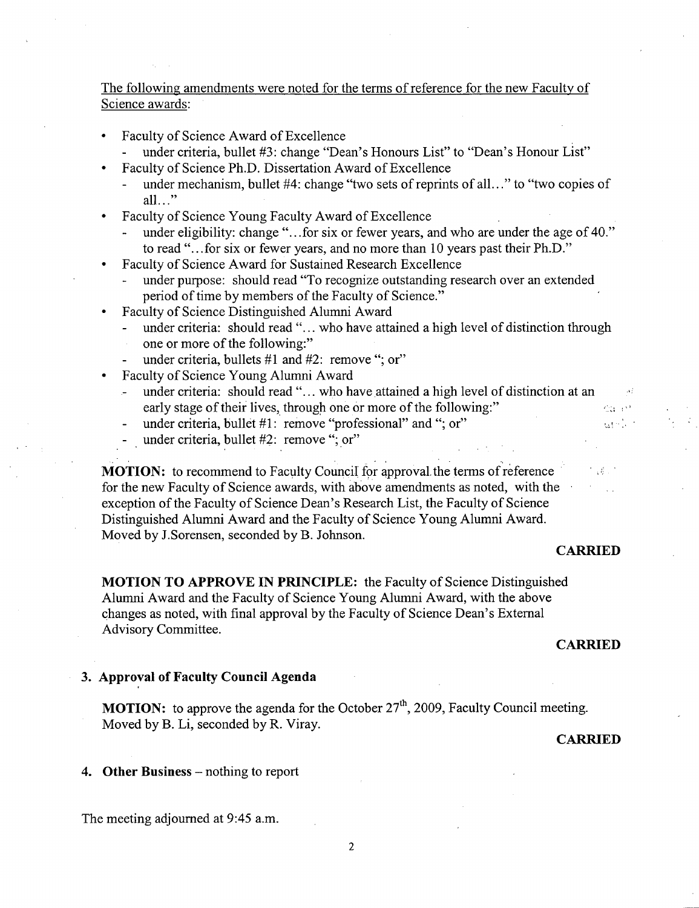The following amendments were noted for the terms of reference for the new Faculty of Science awards:

- Faculty of Science Award of Excellence
  - under criteria, bullet #3: change "Dean's Honours List" to "Dean's Honour List"
- Faculty of Science Ph.D. Dissertation Award of Excellence
  - under mechanism, bullet #4: change "two sets of reprints of all…" to "two copies of all…"
- Faculty of Science Young Faculty Award of Excellence
  - under eligibility: change "…for six or fewer years, and who are under the age of 40." to read "…for six or fewer years, and no more than 10 years past their Ph.D."
- Faculty of Science Award for Sustained Research Excellence
  - under purpose: should read "To recognize outstanding research over an extended period of time by members of the Faculty of Science."
- Faculty of Science Distinguished Alumni Award
  - under criteria: should read "… who have attained a high level of distinction through one or more of the following:"
  - under criteria, bullets #1 and #2: remove "; or"
- Faculty of Science Young Alumni Award
  - under criteria: should read "… who have attained a high level of distinction at an early stage of their lives, through one or more of the following:"
  - under criteria, bullet #1: remove "professional" and "; or"
  - under criteria, bullet #2: remove "; or"

**MOTION:** to recommend to Faculty Council for approval the terms of reference for the new Faculty of Science awards, with above amendments as noted, with the exception of the Faculty of Science Dean's Research List, the Faculty of Science Distinguished Alumni Award and the Faculty of Science Young Alumni Award. Moved by J.Sorensen, seconded by B. Johnson.

**CARRIED**

**MOTION TO APPROVE IN PRINCIPLE:** the Faculty of Science Distinguished Alumni Award and the Faculty of Science Young Alumni Award, with the above changes as noted, with final approval by the Faculty of Science Dean's External Advisory Committee.

**CARRIED**

### 3. Approval of Faculty Council Agenda

**MOTION:** to approve the agenda for the October 27th, 2009, Faculty Council meeting. Moved by B. Li, seconded by R. Viray.

**CARRIED**

### 4. Other Business – nothing to report

The meeting adjourned at 9:45 a.m.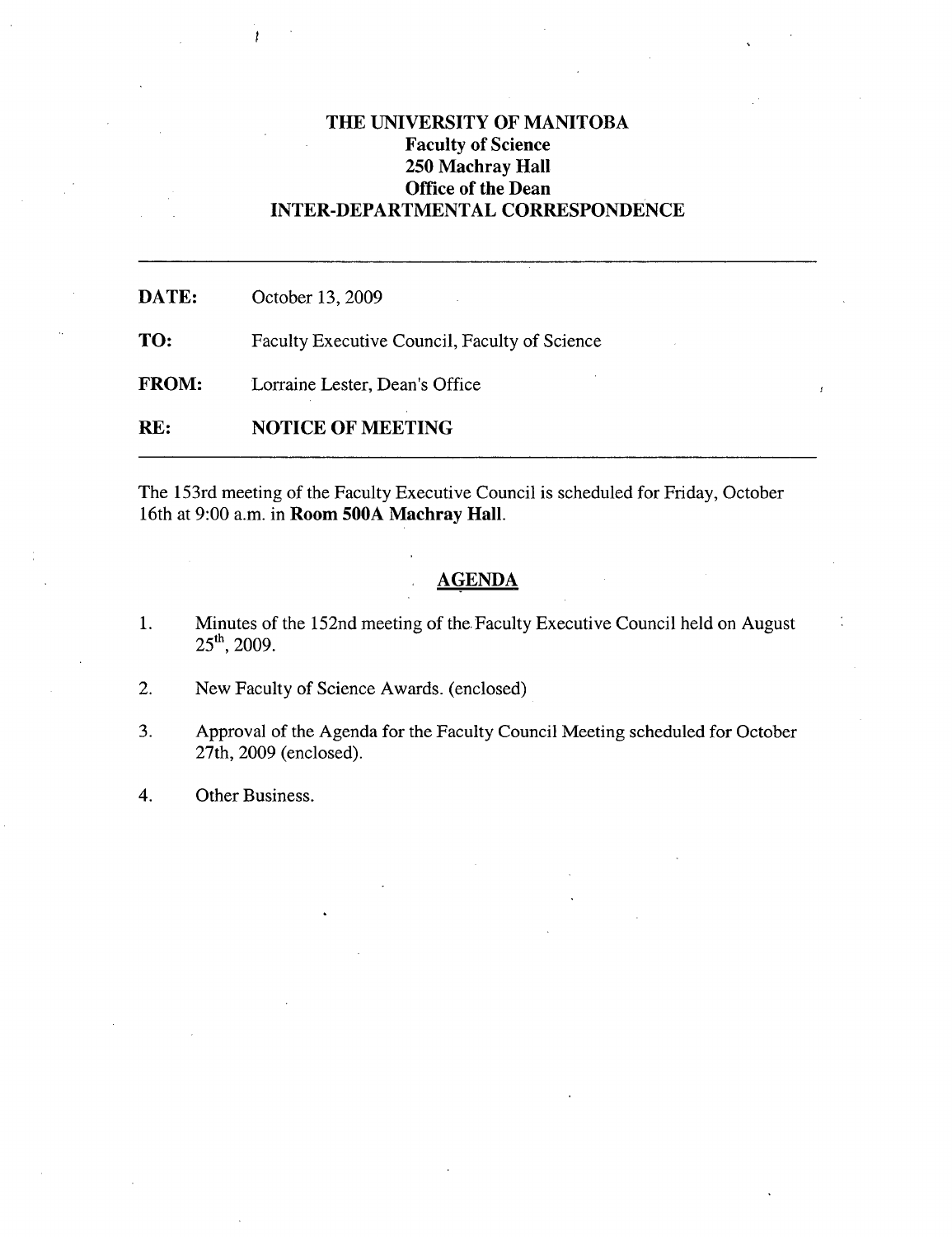**THE UNIVERSITY OF MANITOBA**
**Faculty of Science**
**250 Machray Hall**
**Office of the Dean**
**INTER-DEPARTMENTAL CORRESPONDENCE**

---

**DATE:** October 13, 2009

**TO:** Faculty Executive Council, Faculty of Science

**FROM:** Lorraine Lester, Dean's Office

**RE:** **NOTICE OF MEETING**

---

The 153rd meeting of the Faculty Executive Council is scheduled for Friday, October 16th at 9:00 a.m. in **Room 500A Machray Hall.**

## AGENDA

1. Minutes of the 152nd meeting of the Faculty Executive Council held on August 25th, 2009.

2. New Faculty of Science Awards. (enclosed)

3. Approval of the Agenda for the Faculty Council Meeting scheduled for October 27th, 2009 (enclosed).

4. Other Business.